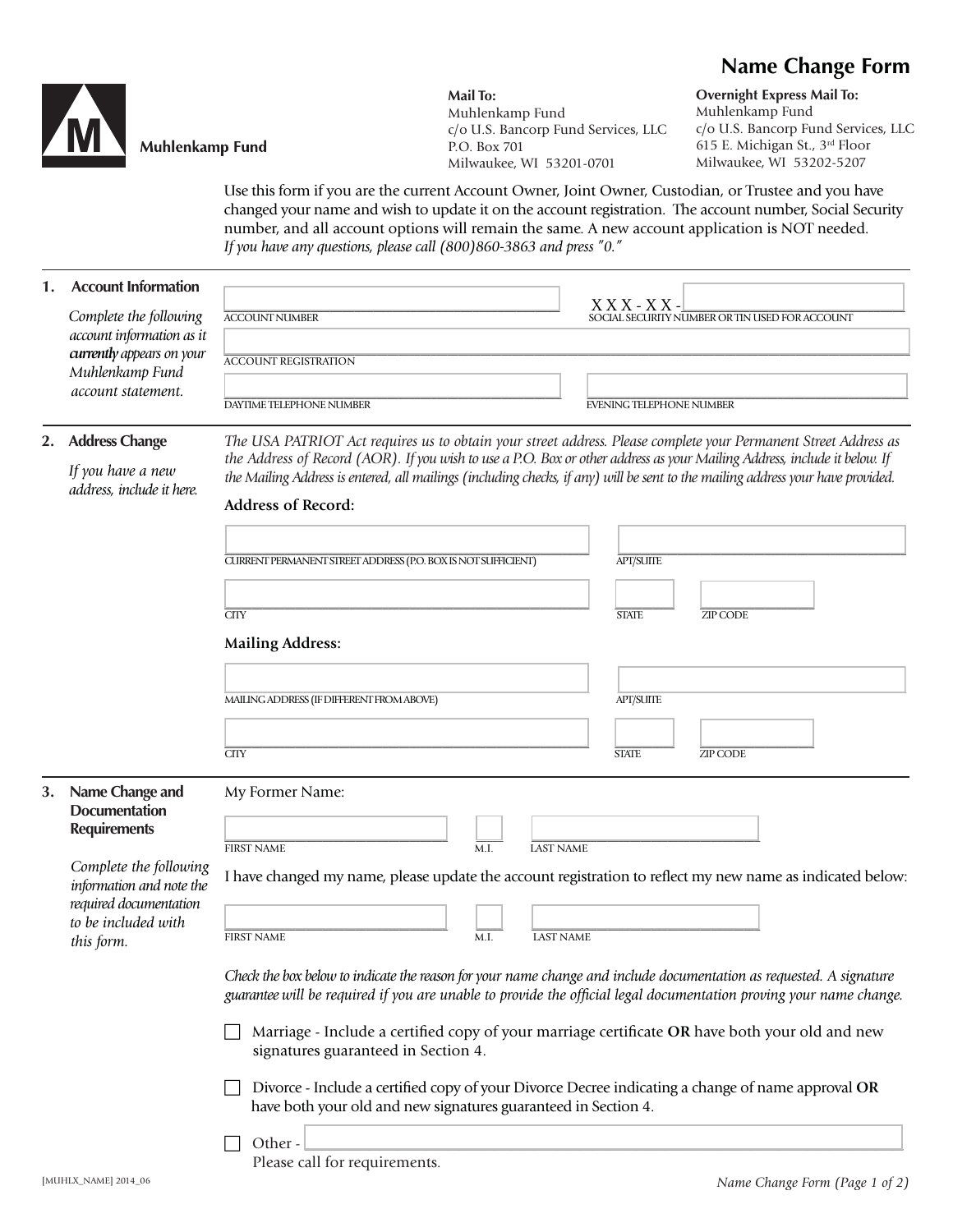# Name Change Form

**Muhlenkamp Fund**

**Mail To:**
Muhlenkamp Fund
c/o U.S. Bancorp Fund Services, LLC
P.O. Box 701
Milwaukee, WI 53201-0701

**Overnight Express Mail To:**
Muhlenkamp Fund
c/o U.S. Bancorp Fund Services, LLC
615 E. Michigan St., 3rd Floor
Milwaukee, WI 53202-5207

Use this form if you are the current Account Owner, Joint Owner, Custodian, or Trustee and you have changed your name and wish to update it on the account registration. The account number, Social Security number, and all account options will remain the same. A new account application is NOT needed.
*If you have any questions, please call (800)860-3863 and press "0."*

## 1. Account Information

*Complete the following account information as it **currently** appears on your Muhlenkamp Fund account statement.*

ACCOUNT NUMBER: ______________________

X X X - X X - ______________________
SOCIAL SECURITY NUMBER OR TIN USED FOR ACCOUNT

ACCOUNT REGISTRATION: ______________________

DAYTIME TELEPHONE NUMBER: ______________________

EVENING TELEPHONE NUMBER: ______________________

## 2. Address Change

*If you have a new address, include it here.*

*The USA PATRIOT Act requires us to obtain your street address. Please complete your Permanent Street Address as the Address of Record (AOR). If you wish to use a P.O. Box or other address as your Mailing Address, include it below. If the Mailing Address is entered, all mailings (including checks, if any) will be sent to the mailing address your have provided.*

**Address of Record:**

CURRENT PERMANENT STREET ADDRESS (P.O. BOX IS NOT SUFFICIENT): ______________________

APT/SUITE: __________

CITY: ______________________

STATE: ______

ZIP CODE: __________

**Mailing Address:**

MAILING ADDRESS (IF DIFFERENT FROM ABOVE): ______________________

APT/SUITE: __________

CITY: ______________________

STATE: ______

ZIP CODE: __________

## 3. Name Change and Documentation Requirements

*Complete the following information and note the required documentation to be included with this form.*

My Former Name:

FIRST NAME: ______________ M.I.: ____ LAST NAME: ______________

I have changed my name, please update the account registration to reflect my new name as indicated below:

FIRST NAME: ______________ M.I.: ____ LAST NAME: ______________

*Check the box below to indicate the reason for your name change and include documentation as requested. A signature guarantee will be required if you are unable to provide the official legal documentation proving your name change.*

☐ Marriage - Include a certified copy of your marriage certificate **OR** have both your old and new signatures guaranteed in Section 4.

☐ Divorce - Include a certified copy of your Divorce Decree indicating a change of name approval **OR** have both your old and new signatures guaranteed in Section 4.

☐ Other - ______________________
Please call for requirements.

[MUHLX_NAME] 2014_06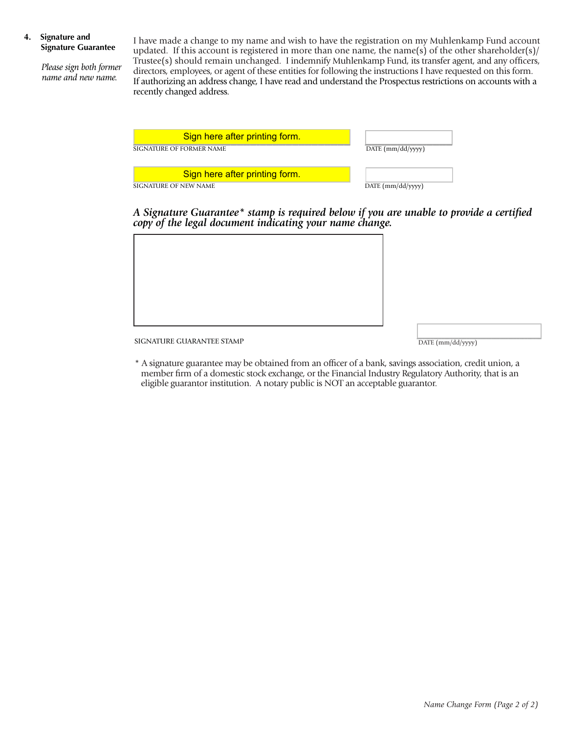## 4. Signature and Signature Guarantee

*Please sign both former name and new name.*

I have made a change to my name and wish to have the registration on my Muhlenkamp Fund account updated. If this account is registered in more than one name, the name(s) of the other shareholder(s)/ Trustee(s) should remain unchanged. I indemnify Muhlenkamp Fund, its transfer agent, and any officers, directors, employees, or agent of these entities for following the instructions I have requested on this form. If authorizing an address change, I have read and understand the Prospectus restrictions on accounts with a recently changed address.

Sign here after printing form.

SIGNATURE OF FORMER NAME

DATE (mm/dd/yyyy)

Sign here after printing form.

SIGNATURE OF NEW NAME

DATE (mm/dd/yyyy)

***A Signature Guarantee\* stamp is required below if you are unable to provide a certified copy of the legal document indicating your name change.***

SIGNATURE GUARANTEE STAMP

DATE (mm/dd/yyyy)

\* A signature guarantee may be obtained from an officer of a bank, savings association, credit union, a member firm of a domestic stock exchange, or the Financial Industry Regulatory Authority, that is an eligible guarantor institution. A notary public is NOT an acceptable guarantor.